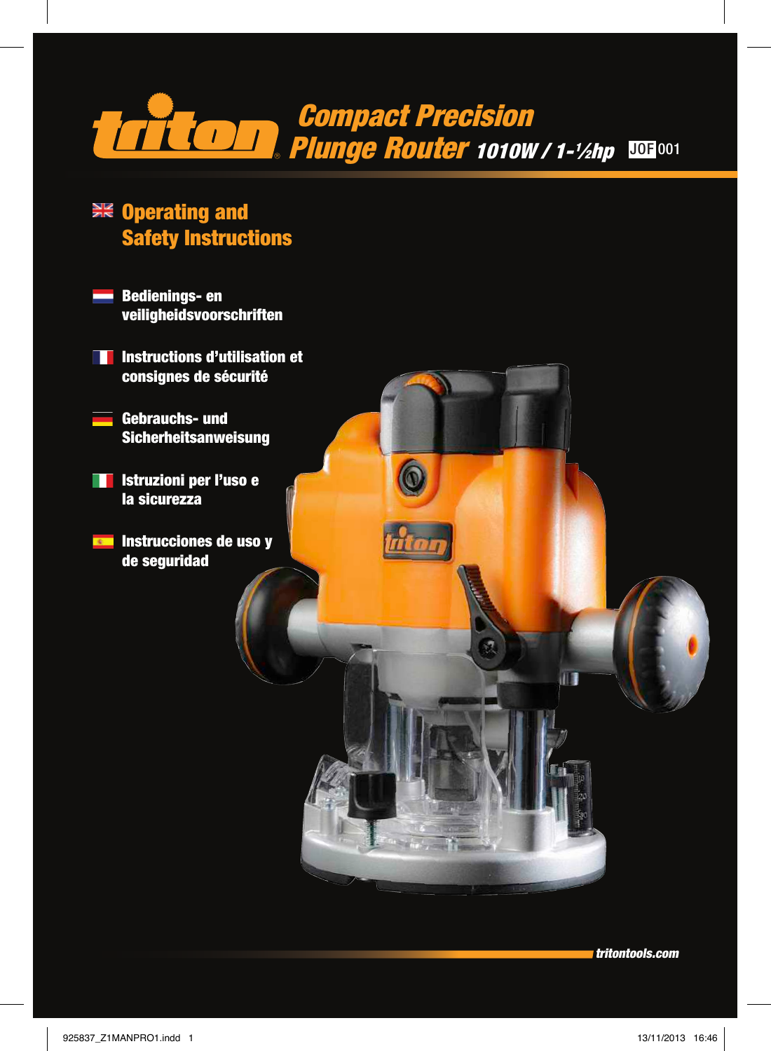# triton

## Compact Precision Plunge Router 1010W / 1-½hp JOF001

### Operating and Safety Instructions

**Bedienings- en veiligheidsvoorschriften**

**Instructions d'utilisation et consignes de sécurité**

**Gebrauchs- und Sicherheitsanweisung**

**Istruzioni per l'uso e la sicurezza**

**Instrucciones de uso y de seguridad**

tritontools.com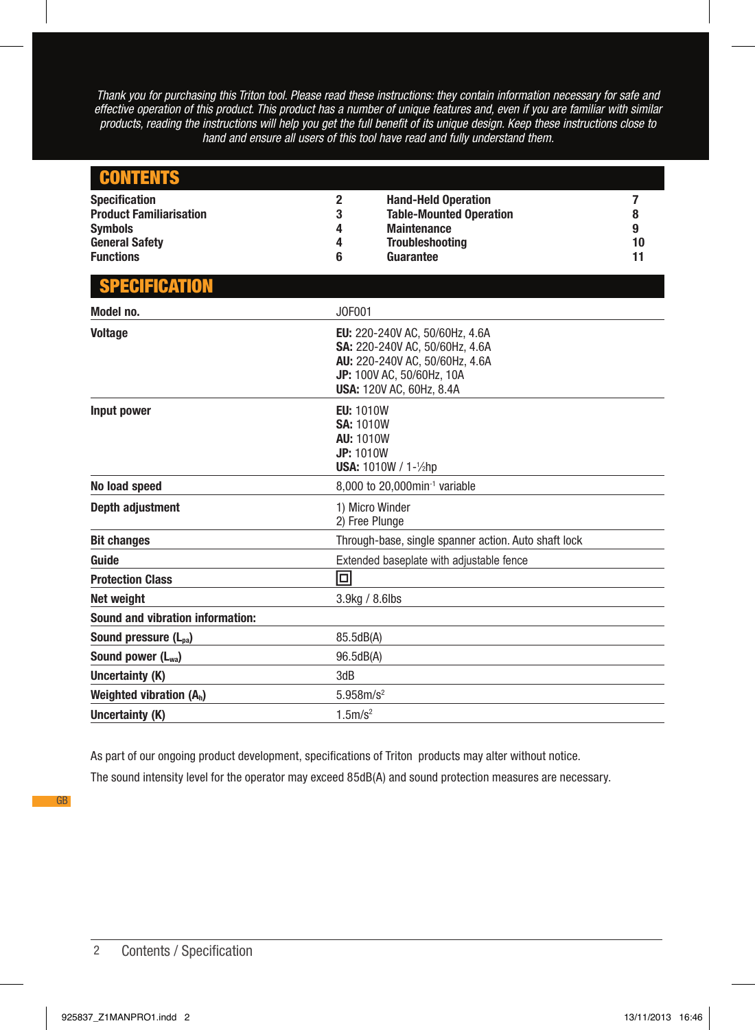*Thank you for purchasing this Triton tool. Please read these instructions: they contain information necessary for safe and effective operation of this product. This product has a number of unique features and, even if you are familiar with similar products, reading the instructions will help you get the full benefit of its unique design. Keep these instructions close to hand and ensure all users of this tool have read and fully understand them.*

## CONTENTS

| | | | |
|---|---|---|---|
| **Specification** | **2** | **Hand-Held Operation** | **7** |
| **Product Familiarisation** | **3** | **Table-Mounted Operation** | **8** |
| **Symbols** | **4** | **Maintenance** | **9** |
| **General Safety** | **4** | **Troubleshooting** | **10** |
| **Functions** | **6** | **Guarantee** | **11** |

## SPECIFICATION

| | |
|---|---|
| **Model no.** | JOF001 |
| **Voltage** | **EU:** 220-240V AC, 50/60Hz, 4.6A<br>**SA:** 220-240V AC, 50/60Hz, 4.6A<br>**AU:** 220-240V AC, 50/60Hz, 4.6A<br>**JP:** 100V AC, 50/60Hz, 10A<br>**USA:** 120V AC, 60Hz, 8.4A |
| **Input power** | **EU:** 1010W<br>**SA:** 1010W<br>**AU:** 1010W<br>**JP:** 1010W<br>**USA:** 1010W / 1-½hp |
| **No load speed** | 8,000 to 20,000$min^{-1}$ variable |
| **Depth adjustment** | 1) Micro Winder<br>2) Free Plunge |
| **Bit changes** | Through-base, single spanner action. Auto shaft lock |
| **Guide** | Extended baseplate with adjustable fence |
| **Protection Class** | ⧈ |
| **Net weight** | 3.9kg / 8.6lbs |
| **Sound and vibration information:** | |
| **Sound pressure ($L_{pa}$)** | 85.5dB(A) |
| **Sound power ($L_{wa}$)** | 96.5dB(A) |
| **Uncertainty (K)** | 3dB |
| **Weighted vibration ($A_h$)** | 5.958m/$s^2$ |
| **Uncertainty (K)** | 1.5m/$s^2$ |

As part of our ongoing product development, specifications of Triton products may alter without notice.

The sound intensity level for the operator may exceed 85dB(A) and sound protection measures are necessary.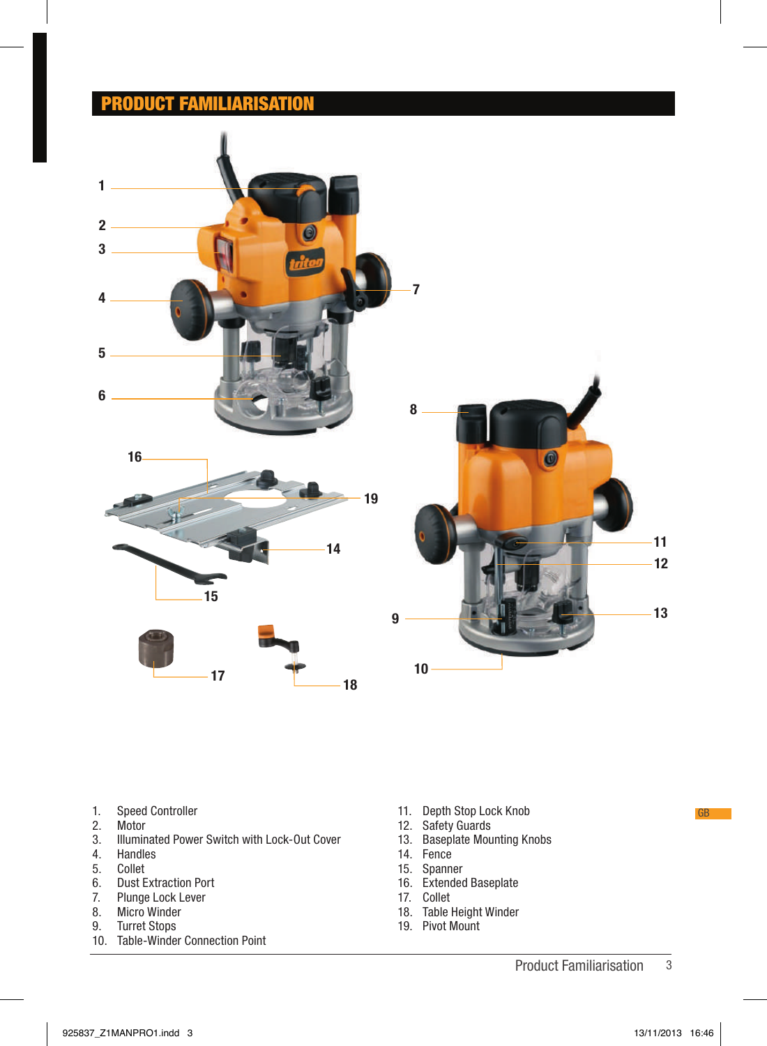# PRODUCT FAMILIARISATION

1. Speed Controller
2. Motor
3. Illuminated Power Switch with Lock-Out Cover
4. Handles
5. Collet
6. Dust Extraction Port
7. Plunge Lock Lever
8. Micro Winder
9. Turret Stops
10. Table-Winder Connection Point
11. Depth Stop Lock Knob
12. Safety Guards
13. Baseplate Mounting Knobs
14. Fence
15. Spanner
16. Extended Baseplate
17. Collet
18. Table Height Winder
19. Pivot Mount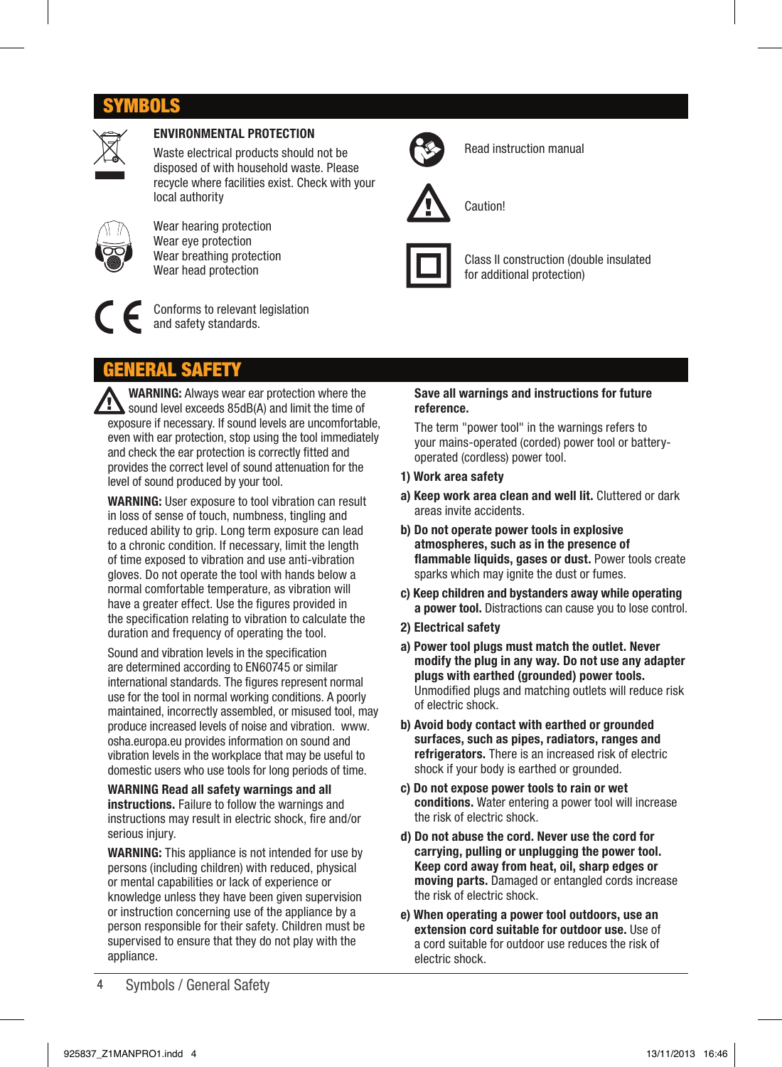## SYMBOLS

**ENVIRONMENTAL PROTECTION**

Waste electrical products should not be disposed of with household waste. Please recycle where facilities exist. Check with your local authority

Wear hearing protection
Wear eye protection
Wear breathing protection
Wear head protection

Conforms to relevant legislation and safety standards.

Read instruction manual

Caution!

Class II construction (double insulated for additional protection)

## GENERAL SAFETY

**WARNING:** Always wear ear protection where the sound level exceeds 85dB(A) and limit the time of exposure if necessary. If sound levels are uncomfortable, even with ear protection, stop using the tool immediately and check the ear protection is correctly fitted and provides the correct level of sound attenuation for the level of sound produced by your tool.

**WARNING:** User exposure to tool vibration can result in loss of sense of touch, numbness, tingling and reduced ability to grip. Long term exposure can lead to a chronic condition. If necessary, limit the length of time exposed to vibration and use anti-vibration gloves. Do not operate the tool with hands below a normal comfortable temperature, as vibration will have a greater effect. Use the figures provided in the specification relating to vibration to calculate the duration and frequency of operating the tool.

Sound and vibration levels in the specification are determined according to EN60745 or similar international standards. The figures represent normal use for the tool in normal working conditions. A poorly maintained, incorrectly assembled, or misused tool, may produce increased levels of noise and vibration. www.osha.europa.eu provides information on sound and vibration levels in the workplace that may be useful to domestic users who use tools for long periods of time.

**WARNING Read all safety warnings and all instructions.** Failure to follow the warnings and instructions may result in electric shock, fire and/or serious injury.

**WARNING:** This appliance is not intended for use by persons (including children) with reduced, physical or mental capabilities or lack of experience or knowledge unless they have been given supervision or instruction concerning use of the appliance by a person responsible for their safety. Children must be supervised to ensure that they do not play with the appliance.

**Save all warnings and instructions for future reference.**

The term "power tool" in the warnings refers to your mains-operated (corded) power tool or battery-operated (cordless) power tool.

**1) Work area safety**

**a) Keep work area clean and well lit.** Cluttered or dark areas invite accidents.

**b) Do not operate power tools in explosive atmospheres, such as in the presence of flammable liquids, gases or dust.** Power tools create sparks which may ignite the dust or fumes.

**c) Keep children and bystanders away while operating a power tool.** Distractions can cause you to lose control.

**2) Electrical safety**

**a) Power tool plugs must match the outlet. Never modify the plug in any way. Do not use any adapter plugs with earthed (grounded) power tools.** Unmodified plugs and matching outlets will reduce risk of electric shock.

**b) Avoid body contact with earthed or grounded surfaces, such as pipes, radiators, ranges and refrigerators.** There is an increased risk of electric shock if your body is earthed or grounded.

**c) Do not expose power tools to rain or wet conditions.** Water entering a power tool will increase the risk of electric shock.

**d) Do not abuse the cord. Never use the cord for carrying, pulling or unplugging the power tool. Keep cord away from heat, oil, sharp edges or moving parts.** Damaged or entangled cords increase the risk of electric shock.

**e) When operating a power tool outdoors, use an extension cord suitable for outdoor use.** Use of a cord suitable for outdoor use reduces the risk of electric shock.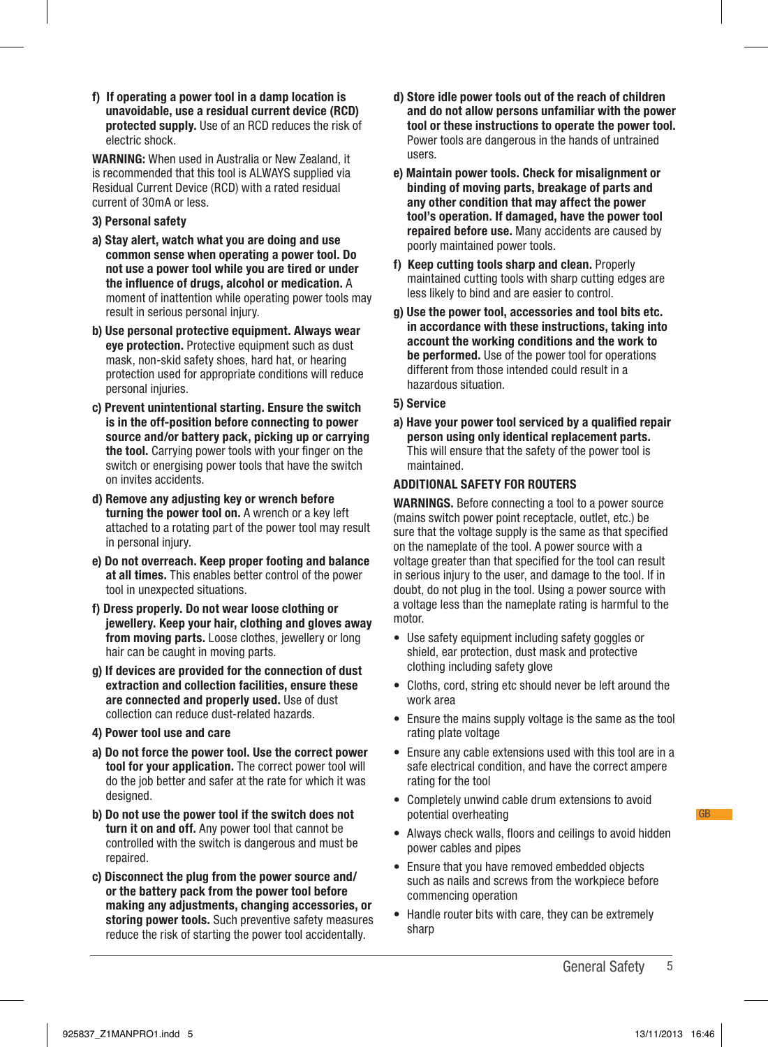**f) If operating a power tool in a damp location is unavoidable, use a residual current device (RCD) protected supply.** Use of an RCD reduces the risk of electric shock.

**WARNING:** When used in Australia or New Zealand, it is recommended that this tool is ALWAYS supplied via Residual Current Device (RCD) with a rated residual current of 30mA or less.

**3) Personal safety**

**a) Stay alert, watch what you are doing and use common sense when operating a power tool. Do not use a power tool while you are tired or under the influence of drugs, alcohol or medication.** A moment of inattention while operating power tools may result in serious personal injury.

**b) Use personal protective equipment. Always wear eye protection.** Protective equipment such as dust mask, non-skid safety shoes, hard hat, or hearing protection used for appropriate conditions will reduce personal injuries.

**c) Prevent unintentional starting. Ensure the switch is in the off-position before connecting to power source and/or battery pack, picking up or carrying the tool.** Carrying power tools with your finger on the switch or energising power tools that have the switch on invites accidents.

**d) Remove any adjusting key or wrench before turning the power tool on.** A wrench or a key left attached to a rotating part of the power tool may result in personal injury.

**e) Do not overreach. Keep proper footing and balance at all times.** This enables better control of the power tool in unexpected situations.

**f) Dress properly. Do not wear loose clothing or jewellery. Keep your hair, clothing and gloves away from moving parts.** Loose clothes, jewellery or long hair can be caught in moving parts.

**g) If devices are provided for the connection of dust extraction and collection facilities, ensure these are connected and properly used.** Use of dust collection can reduce dust-related hazards.

**4) Power tool use and care**

**a) Do not force the power tool. Use the correct power tool for your application.** The correct power tool will do the job better and safer at the rate for which it was designed.

**b) Do not use the power tool if the switch does not turn it on and off.** Any power tool that cannot be controlled with the switch is dangerous and must be repaired.

**c) Disconnect the plug from the power source and/ or the battery pack from the power tool before making any adjustments, changing accessories, or storing power tools.** Such preventive safety measures reduce the risk of starting the power tool accidentally.

**d) Store idle power tools out of the reach of children and do not allow persons unfamiliar with the power tool or these instructions to operate the power tool.** Power tools are dangerous in the hands of untrained users.

**e) Maintain power tools. Check for misalignment or binding of moving parts, breakage of parts and any other condition that may affect the power tool's operation. If damaged, have the power tool repaired before use.** Many accidents are caused by poorly maintained power tools.

**f) Keep cutting tools sharp and clean.** Properly maintained cutting tools with sharp cutting edges are less likely to bind and are easier to control.

**g) Use the power tool, accessories and tool bits etc. in accordance with these instructions, taking into account the working conditions and the work to be performed.** Use of the power tool for operations different from those intended could result in a hazardous situation.

**5) Service**

**a) Have your power tool serviced by a qualified repair person using only identical replacement parts.** This will ensure that the safety of the power tool is maintained.

**ADDITIONAL SAFETY FOR ROUTERS**

**WARNINGS.** Before connecting a tool to a power source (mains switch power point receptacle, outlet, etc.) be sure that the voltage supply is the same as that specified on the nameplate of the tool. A power source with a voltage greater than that specified for the tool can result in serious injury to the user, and damage to the tool. If in doubt, do not plug in the tool. Using a power source with a voltage less than the nameplate rating is harmful to the motor.

- Use safety equipment including safety goggles or shield, ear protection, dust mask and protective clothing including safety glove
- Cloths, cord, string etc should never be left around the work area
- Ensure the mains supply voltage is the same as the tool rating plate voltage
- Ensure any cable extensions used with this tool are in a safe electrical condition, and have the correct ampere rating for the tool
- Completely unwind cable drum extensions to avoid potential overheating
- Always check walls, floors and ceilings to avoid hidden power cables and pipes
- Ensure that you have removed embedded objects such as nails and screws from the workpiece before commencing operation
- Handle router bits with care, they can be extremely sharp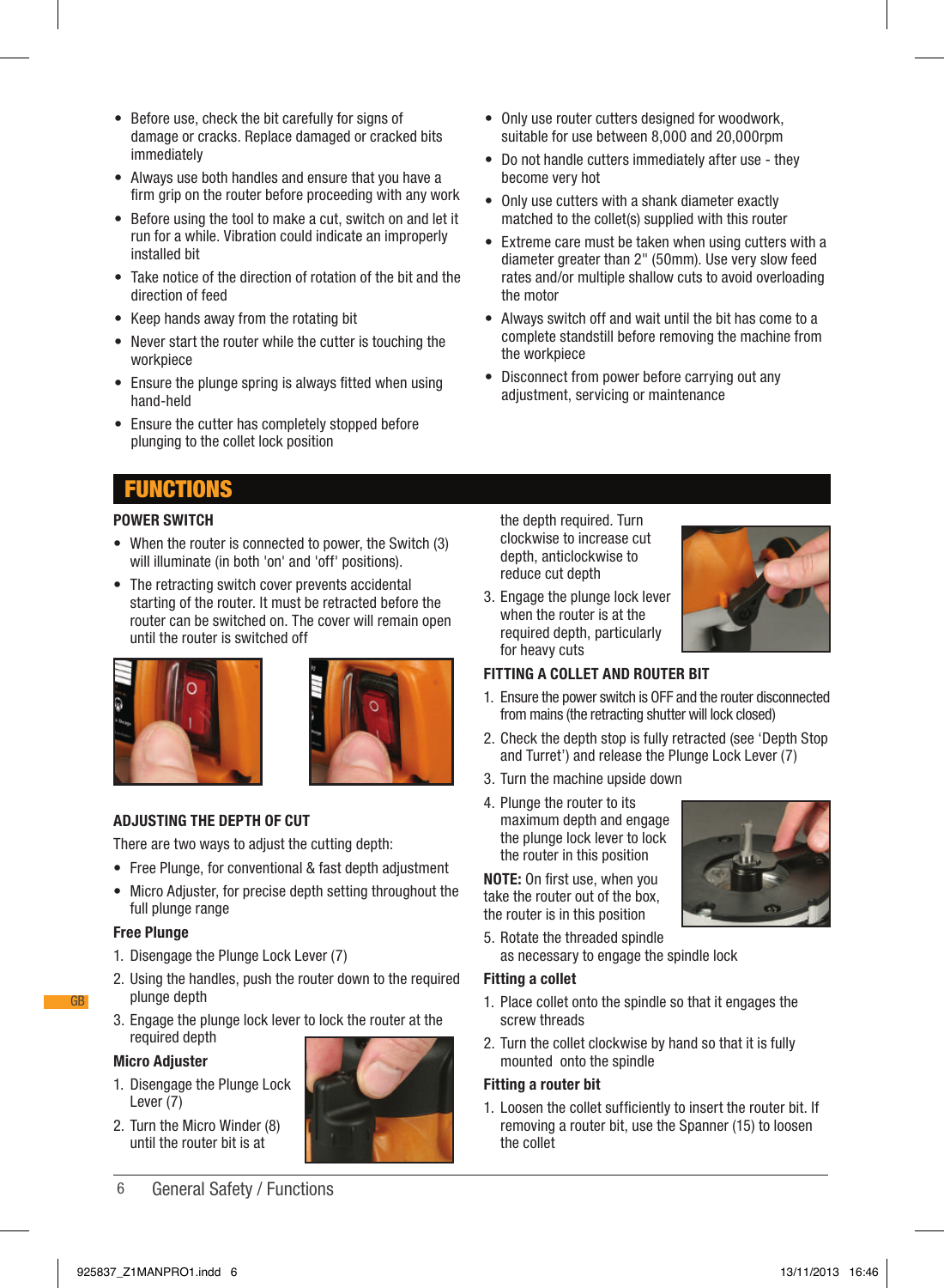- Before use, check the bit carefully for signs of damage or cracks. Replace damaged or cracked bits immediately
- Always use both handles and ensure that you have a firm grip on the router before proceeding with any work
- Before using the tool to make a cut, switch on and let it run for a while. Vibration could indicate an improperly installed bit
- Take notice of the direction of rotation of the bit and the direction of feed
- Keep hands away from the rotating bit
- Never start the router while the cutter is touching the workpiece
- Ensure the plunge spring is always fitted when using hand-held
- Ensure the cutter has completely stopped before plunging to the collet lock position
- Only use router cutters designed for woodwork, suitable for use between 8,000 and 20,000rpm
- Do not handle cutters immediately after use - they become very hot
- Only use cutters with a shank diameter exactly matched to the collet(s) supplied with this router
- Extreme care must be taken when using cutters with a diameter greater than 2" (50mm). Use very slow feed rates and/or multiple shallow cuts to avoid overloading the motor
- Always switch off and wait until the bit has come to a complete standstill before removing the machine from the workpiece
- Disconnect from power before carrying out any adjustment, servicing or maintenance

# FUNCTIONS

## POWER SWITCH

- When the router is connected to power, the Switch (3) will illuminate (in both 'on' and 'off' positions).
- The retracting switch cover prevents accidental starting of the router. It must be retracted before the router can be switched on. The cover will remain open until the router is switched off

## ADJUSTING THE DEPTH OF CUT

There are two ways to adjust the cutting depth:

- Free Plunge, for conventional & fast depth adjustment
- Micro Adjuster, for precise depth setting throughout the full plunge range

### Free Plunge

1. Disengage the Plunge Lock Lever (7)
2. Using the handles, push the router down to the required plunge depth
3. Engage the plunge lock lever to lock the router at the required depth

### Micro Adjuster

1. Disengage the Plunge Lock Lever (7)
2. Turn the Micro Winder (8) until the router bit is at the depth required. Turn clockwise to increase cut depth, anticlockwise to reduce cut depth
3. Engage the plunge lock lever when the router is at the required depth, particularly for heavy cuts

## FITTING A COLLET AND ROUTER BIT

1. Ensure the power switch is OFF and the router disconnected from mains (the retracting shutter will lock closed)
2. Check the depth stop is fully retracted (see 'Depth Stop and Turret') and release the Plunge Lock Lever (7)
3. Turn the machine upside down
4. Plunge the router to its maximum depth and engage the plunge lock lever to lock the router in this position

**NOTE:** On first use, when you take the router out of the box, the router is in this position

5. Rotate the threaded spindle as necessary to engage the spindle lock

### Fitting a collet

1. Place collet onto the spindle so that it engages the screw threads
2. Turn the collet clockwise by hand so that it is fully mounted onto the spindle

### Fitting a router bit

1. Loosen the collet sufficiently to insert the router bit. If removing a router bit, use the Spanner (15) to loosen the collet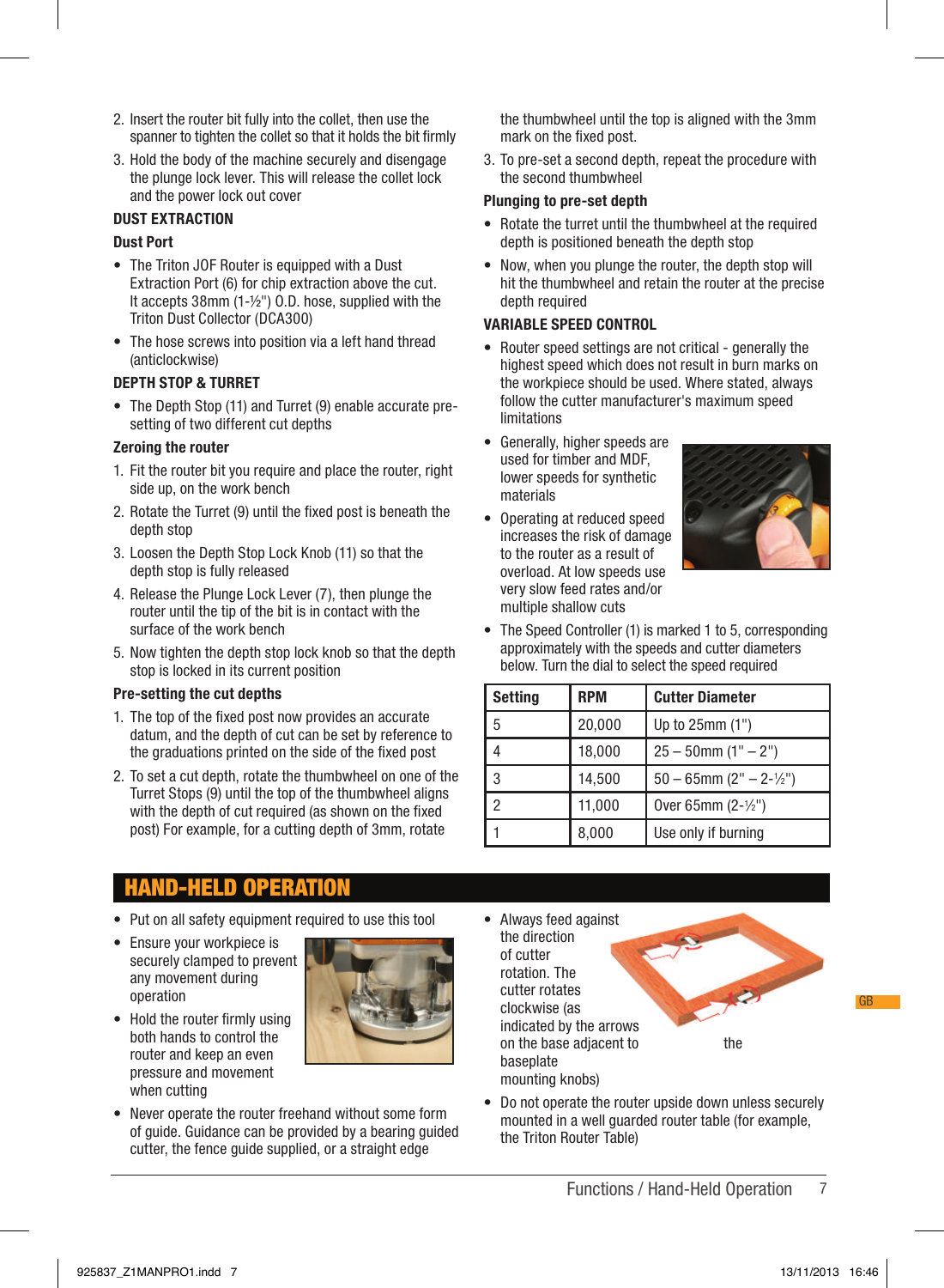2. Insert the router bit fully into the collet, then use the spanner to tighten the collet so that it holds the bit firmly
3. Hold the body of the machine securely and disengage the plunge lock lever. This will release the collet lock and the power lock out cover

### DUST EXTRACTION

#### Dust Port

- The Triton JOF Router is equipped with a Dust Extraction Port (6) for chip extraction above the cut. It accepts 38mm (1-½") O.D. hose, supplied with the Triton Dust Collector (DCA300)
- The hose screws into position via a left hand thread (anticlockwise)

### DEPTH STOP & TURRET

- The Depth Stop (11) and Turret (9) enable accurate pre-setting of two different cut depths

#### Zeroing the router

1. Fit the router bit you require and place the router, right side up, on the work bench
2. Rotate the Turret (9) until the fixed post is beneath the depth stop
3. Loosen the Depth Stop Lock Knob (11) so that the depth stop is fully released
4. Release the Plunge Lock Lever (7), then plunge the router until the tip of the bit is in contact with the surface of the work bench
5. Now tighten the depth stop lock knob so that the depth stop is locked in its current position

#### Pre-setting the cut depths

1. The top of the fixed post now provides an accurate datum, and the depth of cut can be set by reference to the graduations printed on the side of the fixed post
2. To set a cut depth, rotate the thumbwheel on one of the Turret Stops (9) until the top of the thumbwheel aligns with the depth of cut required (as shown on the fixed post) For example, for a cutting depth of 3mm, rotate the thumbwheel until the top is aligned with the 3mm mark on the fixed post.
3. To pre-set a second depth, repeat the procedure with the second thumbwheel

#### Plunging to pre-set depth

- Rotate the turret until the thumbwheel at the required depth is positioned beneath the depth stop
- Now, when you plunge the router, the depth stop will hit the thumbwheel and retain the router at the precise depth required

### VARIABLE SPEED CONTROL

- Router speed settings are not critical - generally the highest speed which does not result in burn marks on the workpiece should be used. Where stated, always follow the cutter manufacturer's maximum speed limitations
- Generally, higher speeds are used for timber and MDF, lower speeds for synthetic materials
- Operating at reduced speed increases the risk of damage to the router as a result of overload. At low speeds use very slow feed rates and/or multiple shallow cuts
- The Speed Controller (1) is marked 1 to 5, corresponding approximately with the speeds and cutter diameters below. Turn the dial to select the speed required

| Setting | RPM | Cutter Diameter |
|---|---|---|
| 5 | 20,000 | Up to 25mm (1") |
| 4 | 18,000 | 25 – 50mm (1" – 2") |
| 3 | 14,500 | 50 – 65mm (2" – 2-½") |
| 2 | 11,000 | Over 65mm (2-½") |
| 1 | 8,000 | Use only if burning |

## HAND-HELD OPERATION

- Put on all safety equipment required to use this tool
- Ensure your workpiece is securely clamped to prevent any movement during operation
- Hold the router firmly using both hands to control the router and keep an even pressure and movement when cutting
- Never operate the router freehand without some form of guide. Guidance can be provided by a bearing guided cutter, the fence guide supplied, or a straight edge
- Always feed against the direction of cutter rotation. The cutter rotates clockwise (as indicated by the arrows on the base adjacent to the baseplate mounting knobs)
- Do not operate the router upside down unless securely mounted in a well guarded router table (for example, the Triton Router Table)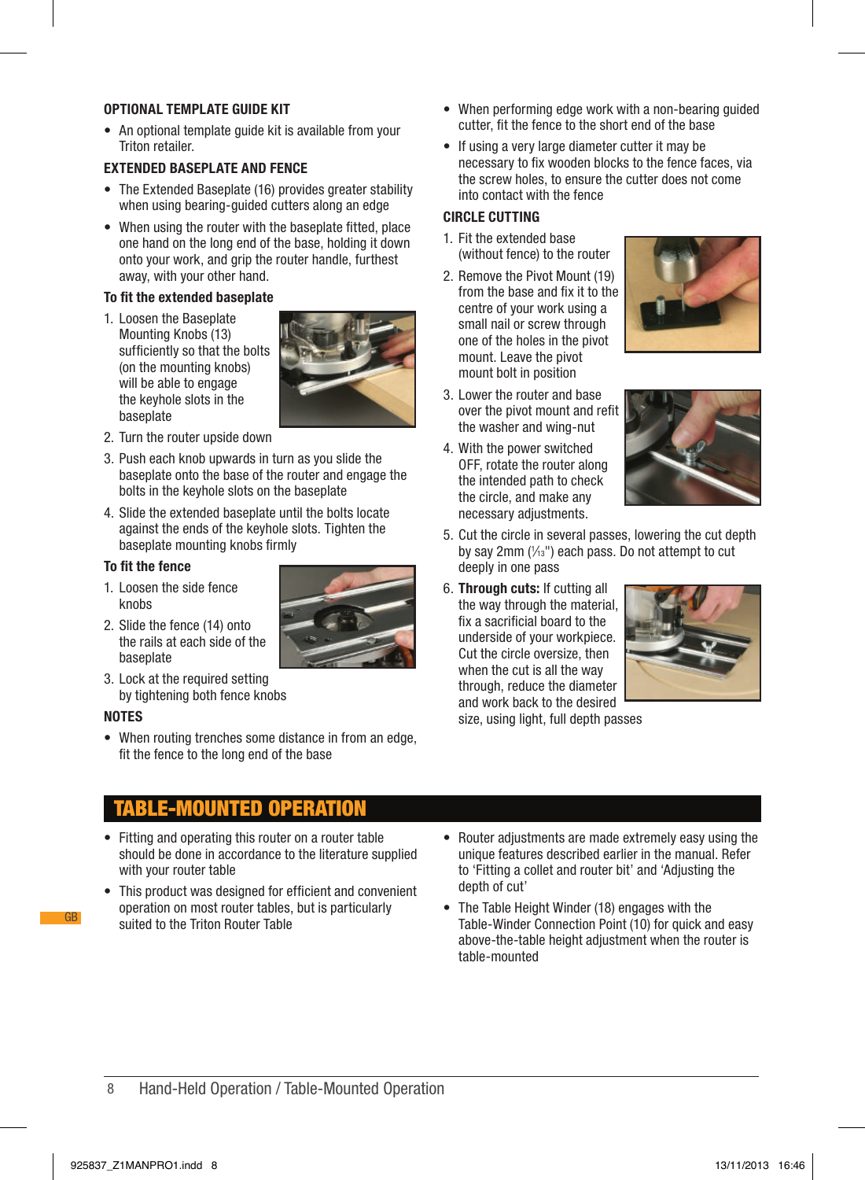### OPTIONAL TEMPLATE GUIDE KIT

- An optional template guide kit is available from your Triton retailer.

### EXTENDED BASEPLATE AND FENCE

- The Extended Baseplate (16) provides greater stability when using bearing-guided cutters along an edge
- When using the router with the baseplate fitted, place one hand on the long end of the base, holding it down onto your work, and grip the router handle, furthest away, with your other hand.

#### To fit the extended baseplate

1. Loosen the Baseplate Mounting Knobs (13) sufficiently so that the bolts (on the mounting knobs) will be able to engage the keyhole slots in the baseplate
2. Turn the router upside down
3. Push each knob upwards in turn as you slide the baseplate onto the base of the router and engage the bolts in the keyhole slots on the baseplate
4. Slide the extended baseplate until the bolts locate against the ends of the keyhole slots. Tighten the baseplate mounting knobs firmly

#### To fit the fence

1. Loosen the side fence knobs
2. Slide the fence (14) onto the rails at each side of the baseplate
3. Lock at the required setting by tightening both fence knobs

### NOTES

- When routing trenches some distance in from an edge, fit the fence to the long end of the base
- When performing edge work with a non-bearing guided cutter, fit the fence to the short end of the base
- If using a very large diameter cutter it may be necessary to fix wooden blocks to the fence faces, via the screw holes, to ensure the cutter does not come into contact with the fence

### CIRCLE CUTTING

1. Fit the extended base (without fence) to the router
2. Remove the Pivot Mount (19) from the base and fix it to the centre of your work using a small nail or screw through one of the holes in the pivot mount. Leave the pivot mount bolt in position
3. Lower the router and base over the pivot mount and refit the washer and wing-nut
4. With the power switched OFF, rotate the router along the intended path to check the circle, and make any necessary adjustments.
5. Cut the circle in several passes, lowering the cut depth by say 2mm (1⁄13") each pass. Do not attempt to cut deeply in one pass
6. **Through cuts:** If cutting all the way through the material, fix a sacrificial board to the underside of your workpiece. Cut the circle oversize, then when the cut is all the way through, reduce the diameter and work back to the desired size, using light, full depth passes

## TABLE-MOUNTED OPERATION

- Fitting and operating this router on a router table should be done in accordance to the literature supplied with your router table
- This product was designed for efficient and convenient operation on most router tables, but is particularly suited to the Triton Router Table
- Router adjustments are made extremely easy using the unique features described earlier in the manual. Refer to 'Fitting a collet and router bit' and 'Adjusting the depth of cut'
- The Table Height Winder (18) engages with the Table-Winder Connection Point (10) for quick and easy above-the-table height adjustment when the router is table-mounted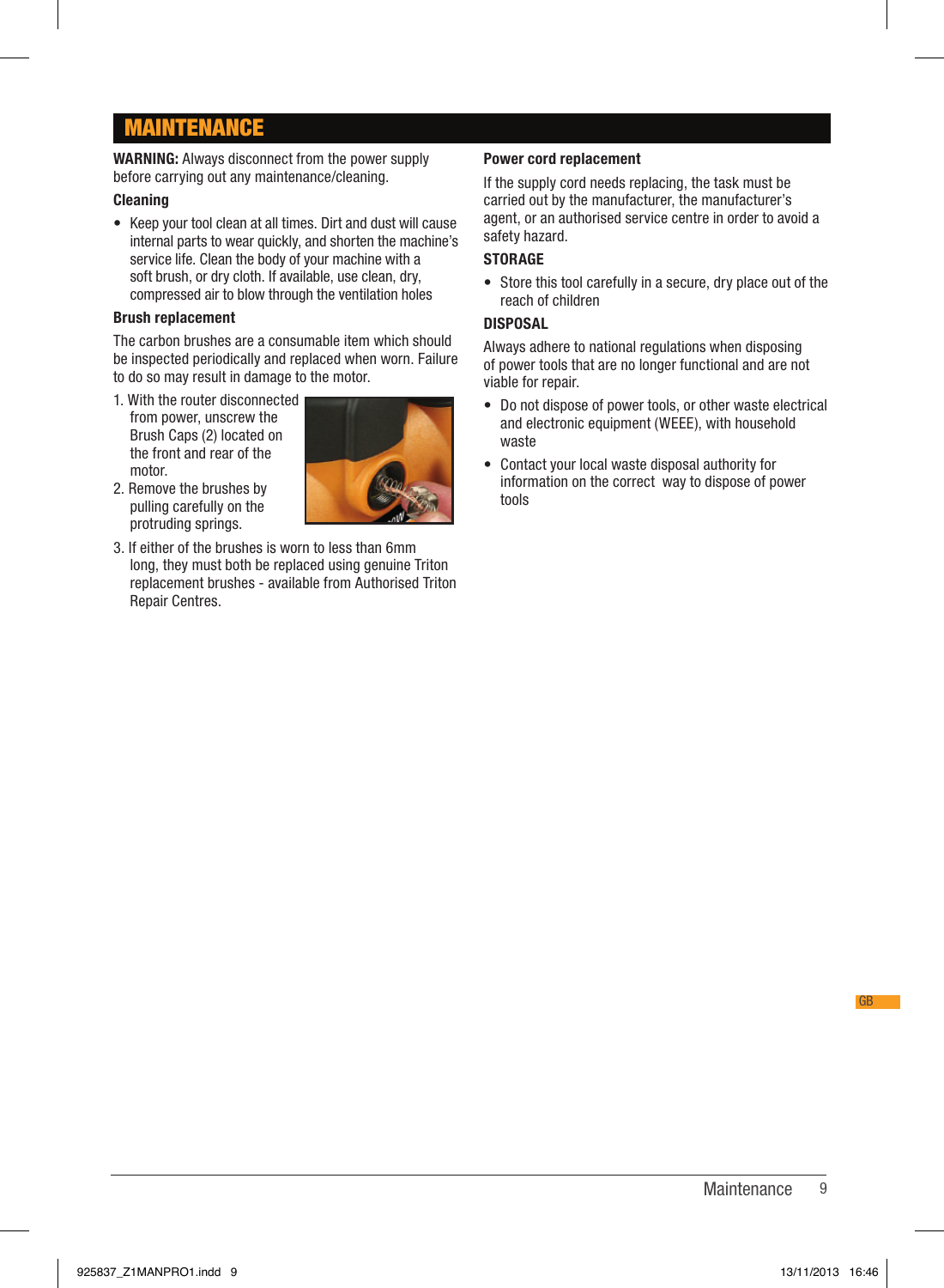# MAINTENANCE

**WARNING:** Always disconnect from the power supply before carrying out any maintenance/cleaning.

### Cleaning

- Keep your tool clean at all times. Dirt and dust will cause internal parts to wear quickly, and shorten the machine's service life. Clean the body of your machine with a soft brush, or dry cloth. If available, use clean, dry, compressed air to blow through the ventilation holes

### Brush replacement

The carbon brushes are a consumable item which should be inspected periodically and replaced when worn. Failure to do so may result in damage to the motor.

1. With the router disconnected from power, unscrew the Brush Caps (2) located on the front and rear of the motor.
2. Remove the brushes by pulling carefully on the protruding springs.
3. If either of the brushes is worn to less than 6mm long, they must both be replaced using genuine Triton replacement brushes - available from Authorised Triton Repair Centres.

### Power cord replacement

If the supply cord needs replacing, the task must be carried out by the manufacturer, the manufacturer's agent, or an authorised service centre in order to avoid a safety hazard.

### STORAGE

- Store this tool carefully in a secure, dry place out of the reach of children

### DISPOSAL

Always adhere to national regulations when disposing of power tools that are no longer functional and are not viable for repair.

- Do not dispose of power tools, or other waste electrical and electronic equipment (WEEE), with household waste
- Contact your local waste disposal authority for information on the correct way to dispose of power tools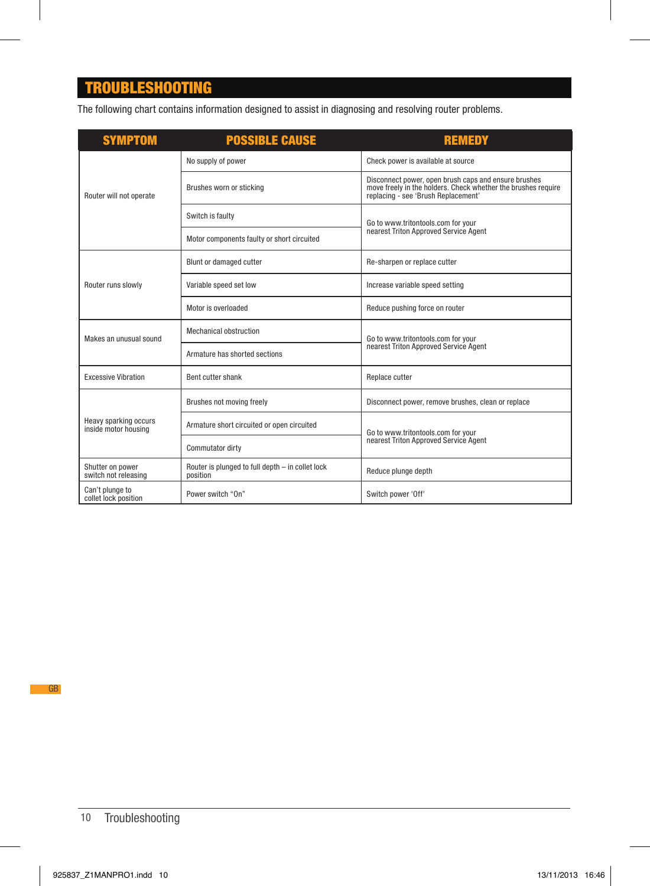# TROUBLESHOOTING

The following chart contains information designed to assist in diagnosing and resolving router problems.

| SYMPTOM | POSSIBLE CAUSE | REMEDY |
|---|---|---|
| Router will not operate | No supply of power | Check power is available at source |
| | Brushes worn or sticking | Disconnect power, open brush caps and ensure brushes move freely in the holders. Check whether the brushes require replacing - see 'Brush Replacement' |
| | Switch is faulty | Go to www.tritontools.com for your nearest Triton Approved Service Agent |
| | Motor components faulty or short circuited | |
| Router runs slowly | Blunt or damaged cutter | Re-sharpen or replace cutter |
| | Variable speed set low | Increase variable speed setting |
| | Motor is overloaded | Reduce pushing force on router |
| Makes an unusual sound | Mechanical obstruction | Go to www.tritontools.com for your nearest Triton Approved Service Agent |
| | Armature has shorted sections | |
| Excessive Vibration | Bent cutter shank | Replace cutter |
| Heavy sparking occurs inside motor housing | Brushes not moving freely | Disconnect power, remove brushes, clean or replace |
| | Armature short circuited or open circuited | Go to www.tritontools.com for your nearest Triton Approved Service Agent |
| | Commutator dirty | |
| Shutter on power switch not releasing | Router is plunged to full depth – in collet lock position | Reduce plunge depth |
| Can't plunge to collet lock position | Power switch "On" | Switch power 'Off' |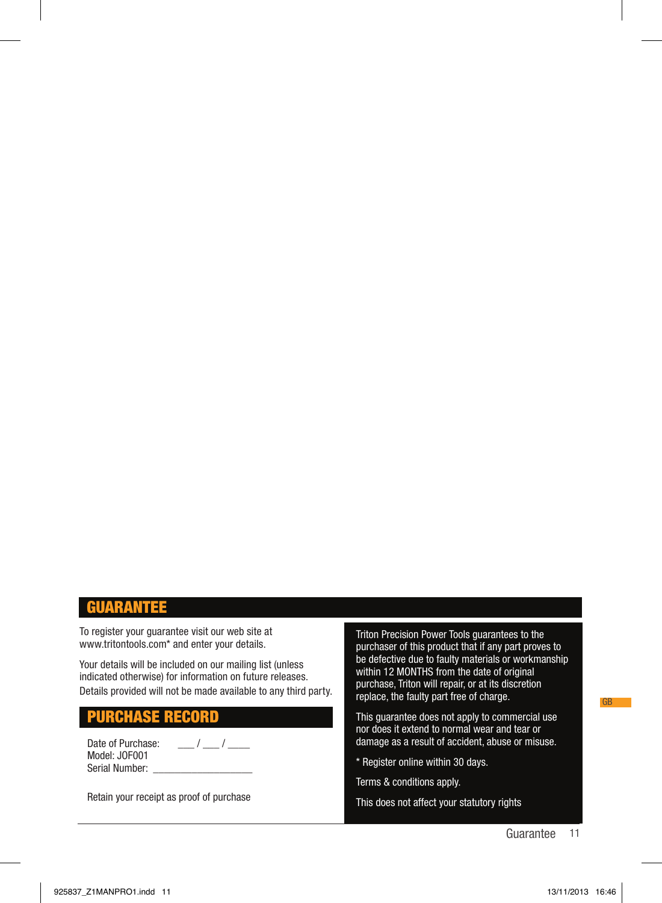# GUARANTEE

To register your guarantee visit our web site at www.tritontools.com* and enter your details.

Your details will be included on our mailing list (unless indicated otherwise) for information on future releases. Details provided will not be made available to any third party.

## PURCHASE RECORD

Date of Purchase: ___ / ___ / ____
Model: JOF001
Serial Number: ___________________

Retain your receipt as proof of purchase

Triton Precision Power Tools guarantees to the purchaser of this product that if any part proves to be defective due to faulty materials or workmanship within 12 MONTHS from the date of original purchase, Triton will repair, or at its discretion replace, the faulty part free of charge.

This guarantee does not apply to commercial use nor does it extend to normal wear and tear or damage as a result of accident, abuse or misuse.

* Register online within 30 days.

Terms & conditions apply.

This does not affect your statutory rights